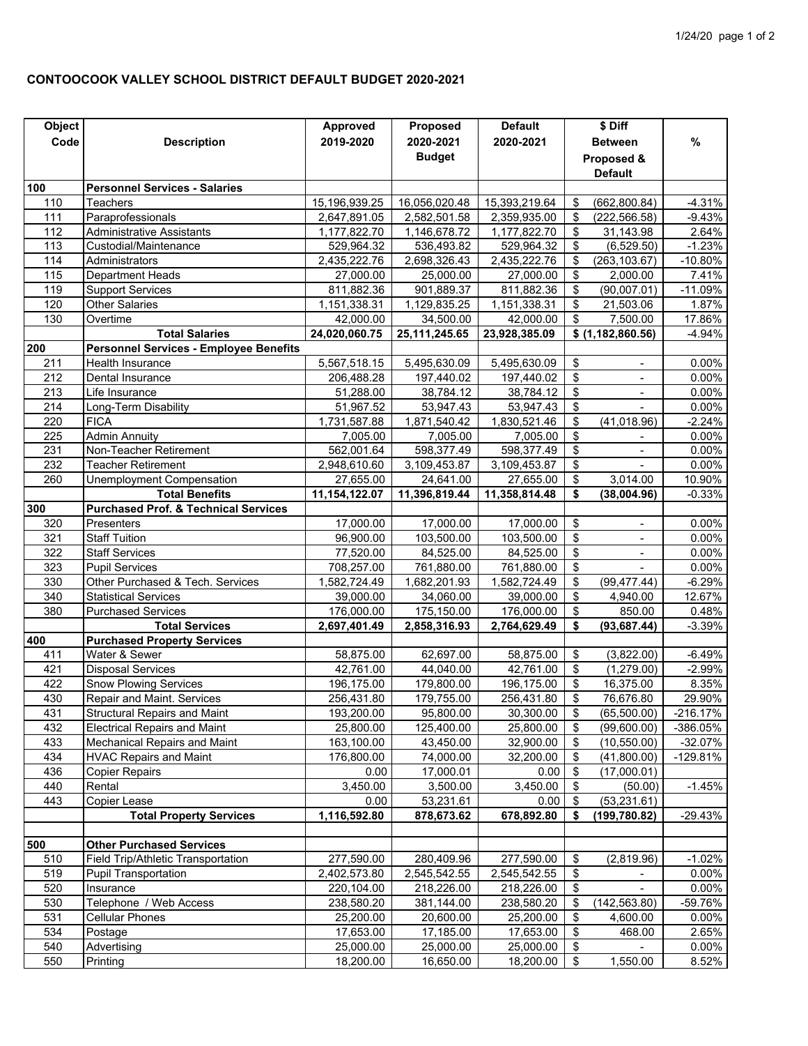# CONTOOCOOK VALLEY SCHOOL DISTRICT DEFAULT BUDGET 2020-2021

| Object Code | Description | Approved 2019-2020 | Proposed 2020-2021 Budget | Default 2020-2021 | $ Diff Between Proposed & Default | % |
|---|---|---|---|---|---|---|
| 100 | **Personnel Services - Salaries** | | | | | |
| 110 | Teachers | 15,196,939.25 | 16,056,020.48 | 15,393,219.64 | $ (662,800.84) | -4.31% |
| 111 | Paraprofessionals | 2,647,891.05 | 2,582,501.58 | 2,359,935.00 | $ (222,566.58) | -9.43% |
| 112 | Administrative Assistants | 1,177,822.70 | 1,146,678.72 | 1,177,822.70 | $ 31,143.98 | 2.64% |
| 113 | Custodial/Maintenance | 529,964.32 | 536,493.82 | 529,964.32 | $ (6,529.50) | -1.23% |
| 114 | Administrators | 2,435,222.76 | 2,698,326.43 | 2,435,222.76 | $ (263,103.67) | -10.80% |
| 115 | Department Heads | 27,000.00 | 25,000.00 | 27,000.00 | $ 2,000.00 | 7.41% |
| 119 | Support Services | 811,882.36 | 901,889.37 | 811,882.36 | $ (90,007.01) | -11.09% |
| 120 | Other Salaries | 1,151,338.31 | 1,129,835.25 | 1,151,338.31 | $ 21,503.06 | 1.87% |
| 130 | Overtime | 42,000.00 | 34,500.00 | 42,000.00 | $ 7,500.00 | 17.86% |
| | **Total Salaries** | **24,020,060.75** | **25,111,245.65** | **23,928,385.09** | **$ (1,182,860.56)** | -4.94% |
| 200 | **Personnel Services - Employee Benefits** | | | | | |
| 211 | Health Insurance | 5,567,518.15 | 5,495,630.09 | 5,495,630.09 | $ - | 0.00% |
| 212 | Dental Insurance | 206,488.28 | 197,440.02 | 197,440.02 | $ - | 0.00% |
| 213 | Life Insurance | 51,288.00 | 38,784.12 | 38,784.12 | $ - | 0.00% |
| 214 | Long-Term Disability | 51,967.52 | 53,947.43 | 53,947.43 | $ - | 0.00% |
| 220 | FICA | 1,731,587.88 | 1,871,540.42 | 1,830,521.46 | $ (41,018.96) | -2.24% |
| 225 | Admin Annuity | 7,005.00 | 7,005.00 | 7,005.00 | $ - | 0.00% |
| 231 | Non-Teacher Retirement | 562,001.64 | 598,377.49 | 598,377.49 | $ - | 0.00% |
| 232 | Teacher Retirement | 2,948,610.60 | 3,109,453.87 | 3,109,453.87 | $ - | 0.00% |
| 260 | Unemployment Compensation | 27,655.00 | 24,641.00 | 27,655.00 | $ 3,014.00 | 10.90% |
| | **Total Benefits** | **11,154,122.07** | **11,396,819.44** | **11,358,814.48** | **$ (38,004.96)** | -0.33% |
| 300 | **Purchased Prof. & Technical Services** | | | | | |
| 320 | Presenters | 17,000.00 | 17,000.00 | 17,000.00 | $ - | 0.00% |
| 321 | Staff Tuition | 96,900.00 | 103,500.00 | 103,500.00 | $ - | 0.00% |
| 322 | Staff Services | 77,520.00 | 84,525.00 | 84,525.00 | $ - | 0.00% |
| 323 | Pupil Services | 708,257.00 | 761,880.00 | 761,880.00 | $ - | 0.00% |
| 330 | Other Purchased & Tech. Services | 1,582,724.49 | 1,682,201.93 | 1,582,724.49 | $ (99,477.44) | -6.29% |
| 340 | Statistical Services | 39,000.00 | 34,060.00 | 39,000.00 | $ 4,940.00 | 12.67% |
| 380 | Purchased Services | 176,000.00 | 175,150.00 | 176,000.00 | $ 850.00 | 0.48% |
| | **Total Services** | **2,697,401.49** | **2,858,316.93** | **2,764,629.49** | **$ (93,687.44)** | -3.39% |
| 400 | **Purchased Property Services** | | | | | |
| 411 | Water & Sewer | 58,875.00 | 62,697.00 | 58,875.00 | $ (3,822.00) | -6.49% |
| 421 | Disposal Services | 42,761.00 | 44,040.00 | 42,761.00 | $ (1,279.00) | -2.99% |
| 422 | Snow Plowing Services | 196,175.00 | 179,800.00 | 196,175.00 | $ 16,375.00 | 8.35% |
| 430 | Repair and Maint. Services | 256,431.80 | 179,755.00 | 256,431.80 | $ 76,676.80 | 29.90% |
| 431 | Structural Repairs and Maint | 193,200.00 | 95,800.00 | 30,300.00 | $ (65,500.00) | -216.17% |
| 432 | Electrical Repairs and Maint | 25,800.00 | 125,400.00 | 25,800.00 | $ (99,600.00) | -386.05% |
| 433 | Mechanical Repairs and Maint | 163,100.00 | 43,450.00 | 32,900.00 | $ (10,550.00) | -32.07% |
| 434 | HVAC Repairs and Maint | 176,800.00 | 74,000.00 | 32,200.00 | $ (41,800.00) | -129.81% |
| 436 | Copier Repairs | 0.00 | 17,000.01 | 0.00 | $ (17,000.01) | |
| 440 | Rental | 3,450.00 | 3,500.00 | 3,450.00 | $ (50.00) | -1.45% |
| 443 | Copier Lease | 0.00 | 53,231.61 | 0.00 | $ (53,231.61) | |
| | **Total Property Services** | **1,116,592.80** | **878,673.62** | **678,892.80** | **$ (199,780.82)** | -29.43% |
| | | | | | | |
| 500 | **Other Purchased Services** | | | | | |
| 510 | Field Trip/Athletic Transportation | 277,590.00 | 280,409.96 | 277,590.00 | $ (2,819.96) | -1.02% |
| 519 | Pupil Transportation | 2,402,573.80 | 2,545,542.55 | 2,545,542.55 | $ - | 0.00% |
| 520 | Insurance | 220,104.00 | 218,226.00 | 218,226.00 | $ - | 0.00% |
| 530 | Telephone / Web Access | 238,580.20 | 381,144.00 | 238,580.20 | $ (142,563.80) | -59.76% |
| 531 | Cellular Phones | 25,200.00 | 20,600.00 | 25,200.00 | $ 4,600.00 | 0.00% |
| 534 | Postage | 17,653.00 | 17,185.00 | 17,653.00 | $ 468.00 | 2.65% |
| 540 | Advertising | 25,000.00 | 25,000.00 | 25,000.00 | $ - | 0.00% |
| 550 | Printing | 18,200.00 | 16,650.00 | 18,200.00 | $ 1,550.00 | 8.52% |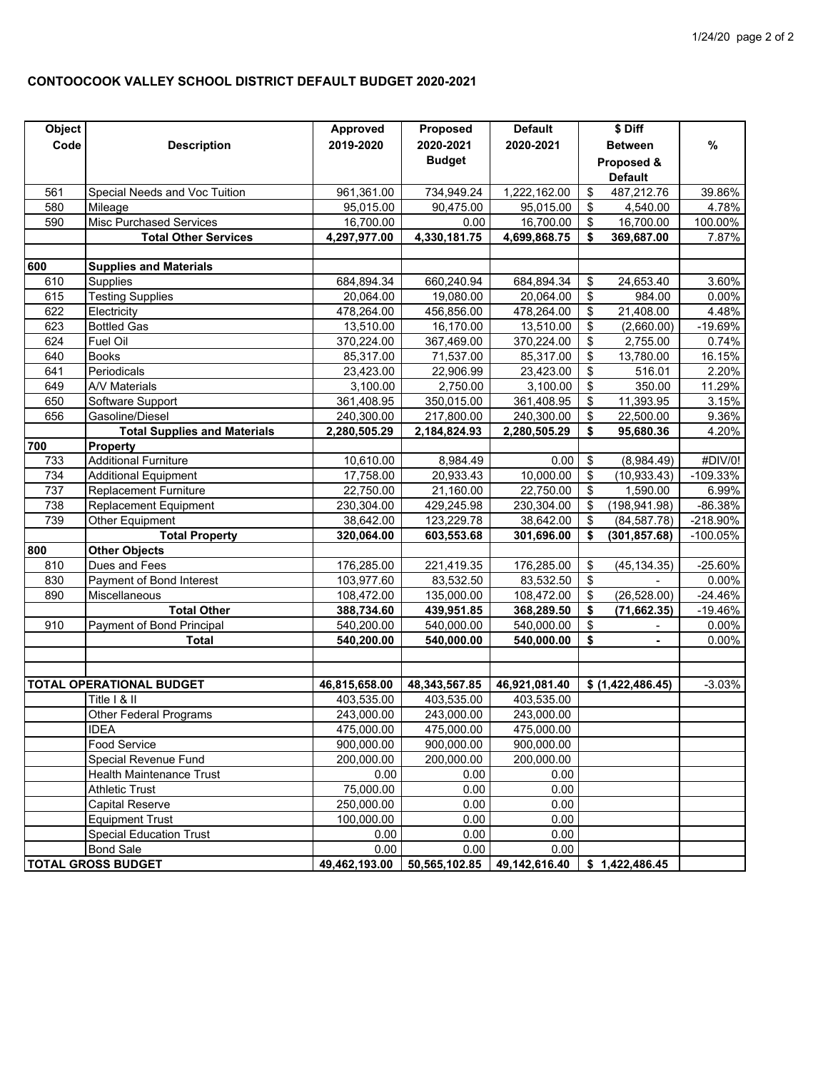## CONTOOCOOK VALLEY SCHOOL DISTRICT DEFAULT BUDGET 2020-2021

| Object Code | Description | Approved 2019-2020 | Proposed 2020-2021 Budget | Default 2020-2021 | $ Diff Between Proposed & Default | % |
|---|---|---|---|---|---|---|
| 561 | Special Needs and Voc Tuition | 961,361.00 | 734,949.24 | 1,222,162.00 | $ 487,212.76 | 39.86% |
| 580 | Mileage | 95,015.00 | 90,475.00 | 95,015.00 | $ 4,540.00 | 4.78% |
| 590 | Misc Purchased Services | 16,700.00 | 0.00 | 16,700.00 | $ 16,700.00 | 100.00% |
| | **Total Other Services** | **4,297,977.00** | **4,330,181.75** | **4,699,868.75** | **$ 369,687.00** | 7.87% |
| | | | | | | |
| **600** | **Supplies and Materials** | | | | | |
| 610 | Supplies | 684,894.34 | 660,240.94 | 684,894.34 | $ 24,653.40 | 3.60% |
| 615 | Testing Supplies | 20,064.00 | 19,080.00 | 20,064.00 | $ 984.00 | 0.00% |
| 622 | Electricity | 478,264.00 | 456,856.00 | 478,264.00 | $ 21,408.00 | 4.48% |
| 623 | Bottled Gas | 13,510.00 | 16,170.00 | 13,510.00 | $ (2,660.00) | -19.69% |
| 624 | Fuel Oil | 370,224.00 | 367,469.00 | 370,224.00 | $ 2,755.00 | 0.74% |
| 640 | Books | 85,317.00 | 71,537.00 | 85,317.00 | $ 13,780.00 | 16.15% |
| 641 | Periodicals | 23,423.00 | 22,906.99 | 23,423.00 | $ 516.01 | 2.20% |
| 649 | A/V Materials | 3,100.00 | 2,750.00 | 3,100.00 | $ 350.00 | 11.29% |
| 650 | Software Support | 361,408.95 | 350,015.00 | 361,408.95 | $ 11,393.95 | 3.15% |
| 656 | Gasoline/Diesel | 240,300.00 | 217,800.00 | 240,300.00 | $ 22,500.00 | 9.36% |
| | **Total Supplies and Materials** | **2,280,505.29** | **2,184,824.93** | **2,280,505.29** | **$ 95,680.36** | 4.20% |
| **700** | **Property** | | | | | |
| 733 | Additional Furniture | 10,610.00 | 8,984.49 | 0.00 | $ (8,984.49) | #DIV/0! |
| 734 | Additional Equipment | 17,758.00 | 20,933.43 | 10,000.00 | $ (10,933.43) | -109.33% |
| 737 | Replacement Furniture | 22,750.00 | 21,160.00 | 22,750.00 | $ 1,590.00 | 6.99% |
| 738 | Replacement Equipment | 230,304.00 | 429,245.98 | 230,304.00 | $ (198,941.98) | -86.38% |
| 739 | Other Equipment | 38,642.00 | 123,229.78 | 38,642.00 | $ (84,587.78) | -218.90% |
| | **Total Property** | **320,064.00** | **603,553.68** | **301,696.00** | **$ (301,857.68)** | -100.05% |
| **800** | **Other Objects** | | | | | |
| 810 | Dues and Fees | 176,285.00 | 221,419.35 | 176,285.00 | $ (45,134.35) | -25.60% |
| 830 | Payment of Bond Interest | 103,977.60 | 83,532.50 | 83,532.50 | $ - | 0.00% |
| 890 | Miscellaneous | 108,472.00 | 135,000.00 | 108,472.00 | $ (26,528.00) | -24.46% |
| | **Total Other** | **388,734.60** | **439,951.85** | **368,289.50** | **$ (71,662.35)** | -19.46% |
| 910 | Payment of Bond Principal | 540,200.00 | 540,000.00 | 540,000.00 | $ - | 0.00% |
| | **Total** | **540,200.00** | **540,000.00** | **540,000.00** | **$ -** | 0.00% |
| | | | | | | |
| | | | | | | |
| **TOTAL OPERATIONAL BUDGET** | | **46,815,658.00** | **48,343,567.85** | **46,921,081.40** | **$ (1,422,486.45)** | -3.03% |
| | Title I & II | 403,535.00 | 403,535.00 | 403,535.00 | | |
| | Other Federal Programs | 243,000.00 | 243,000.00 | 243,000.00 | | |
| | IDEA | 475,000.00 | 475,000.00 | 475,000.00 | | |
| | Food Service | 900,000.00 | 900,000.00 | 900,000.00 | | |
| | Special Revenue Fund | 200,000.00 | 200,000.00 | 200,000.00 | | |
| | Health Maintenance Trust | 0.00 | 0.00 | 0.00 | | |
| | Athletic Trust | 75,000.00 | 0.00 | 0.00 | | |
| | Capital Reserve | 250,000.00 | 0.00 | 0.00 | | |
| | Equipment Trust | 100,000.00 | 0.00 | 0.00 | | |
| | Special Education Trust | 0.00 | 0.00 | 0.00 | | |
| | Bond Sale | 0.00 | 0.00 | 0.00 | | |
| **TOTAL GROSS BUDGET** | | **49,462,193.00** | **50,565,102.85** | **49,142,616.40** | **$ 1,422,486.45** | |